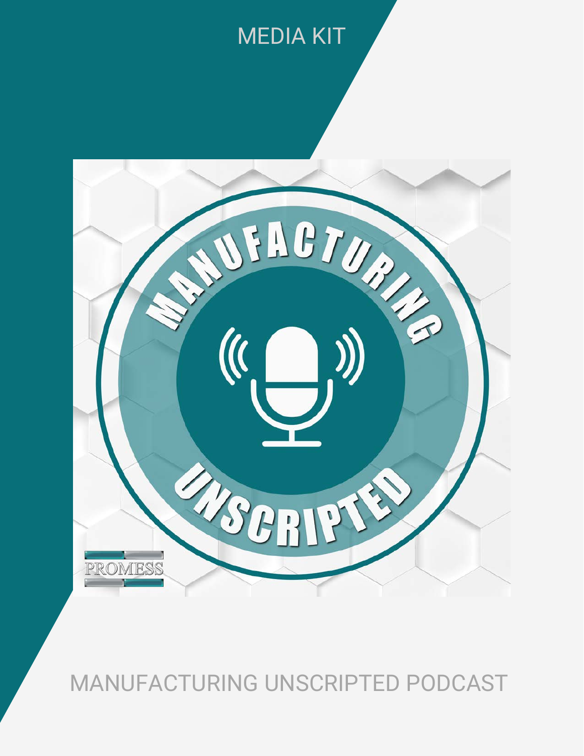MEDIA KIT

# MANUFACTURING UNSCRIPTED PODCAST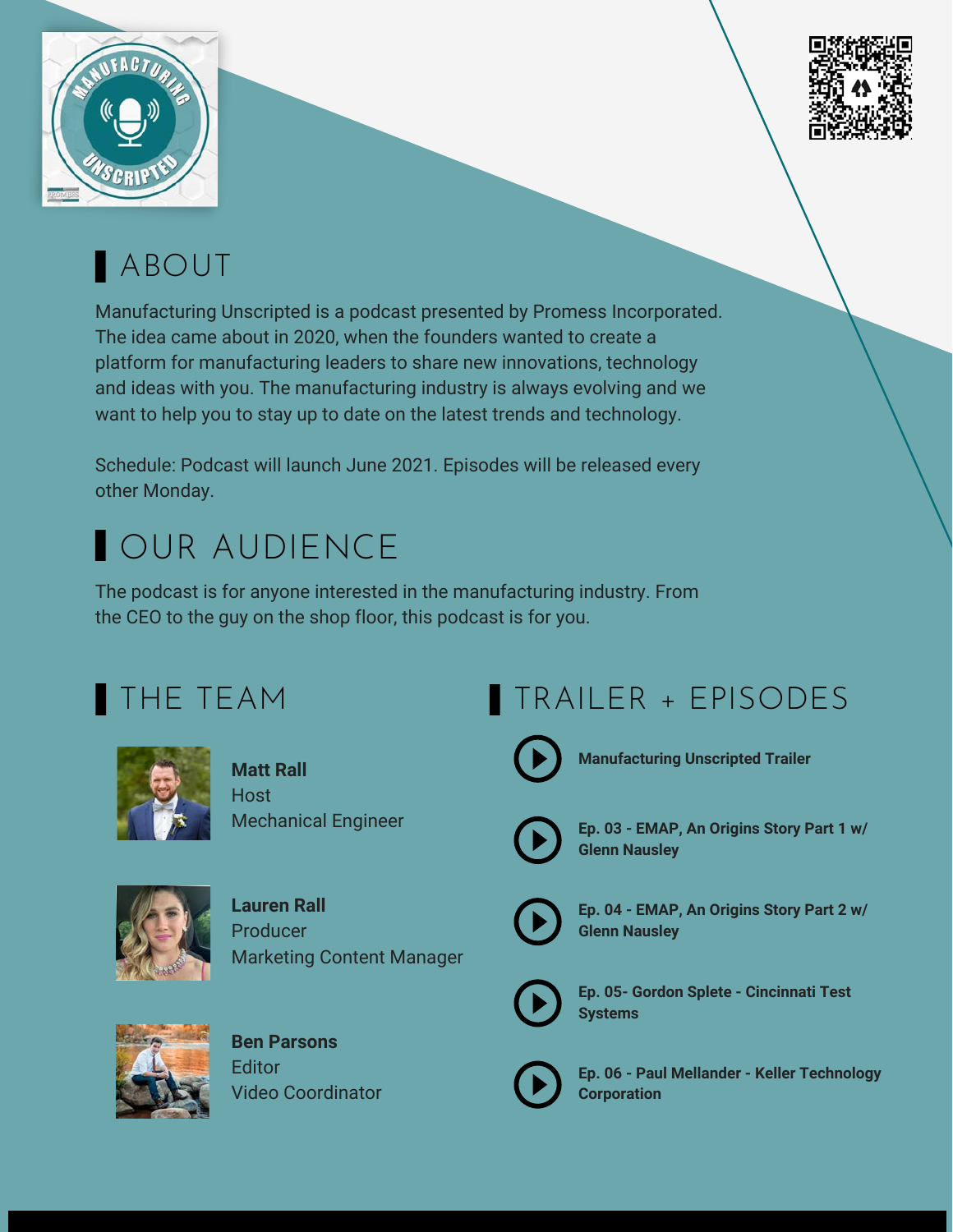## ABOUT

Manufacturing Unscripted is a podcast presented by Promess Incorporated. The idea came about in 2020, when the founders wanted to create a platform for manufacturing leaders to share new innovations, technology and ideas with you. The manufacturing industry is always evolving and we want to help you to stay up to date on the latest trends and technology.

Schedule: Podcast will launch June 2021. Episodes will be released every other Monday.

## OUR AUDIENCE

The podcast is for anyone interested in the manufacturing industry. From the CEO to the guy on the shop floor, this podcast is for you.

## THE TEAM

**Matt Rall**
Host
Mechanical Engineer

**Lauren Rall**
Producer
Marketing Content Manager

**Ben Parsons**
Editor
Video Coordinator

## TRAILER + EPISODES

- **Manufacturing Unscripted Trailer**
- **Ep. 03 - EMAP, An Origins Story Part 1 w/ Glenn Nausley**
- **Ep. 04 - EMAP, An Origins Story Part 2 w/ Glenn Nausley**
- **Ep. 05- Gordon Splete - Cincinnati Test Systems**
- **Ep. 06 - Paul Mellander - Keller Technology Corporation**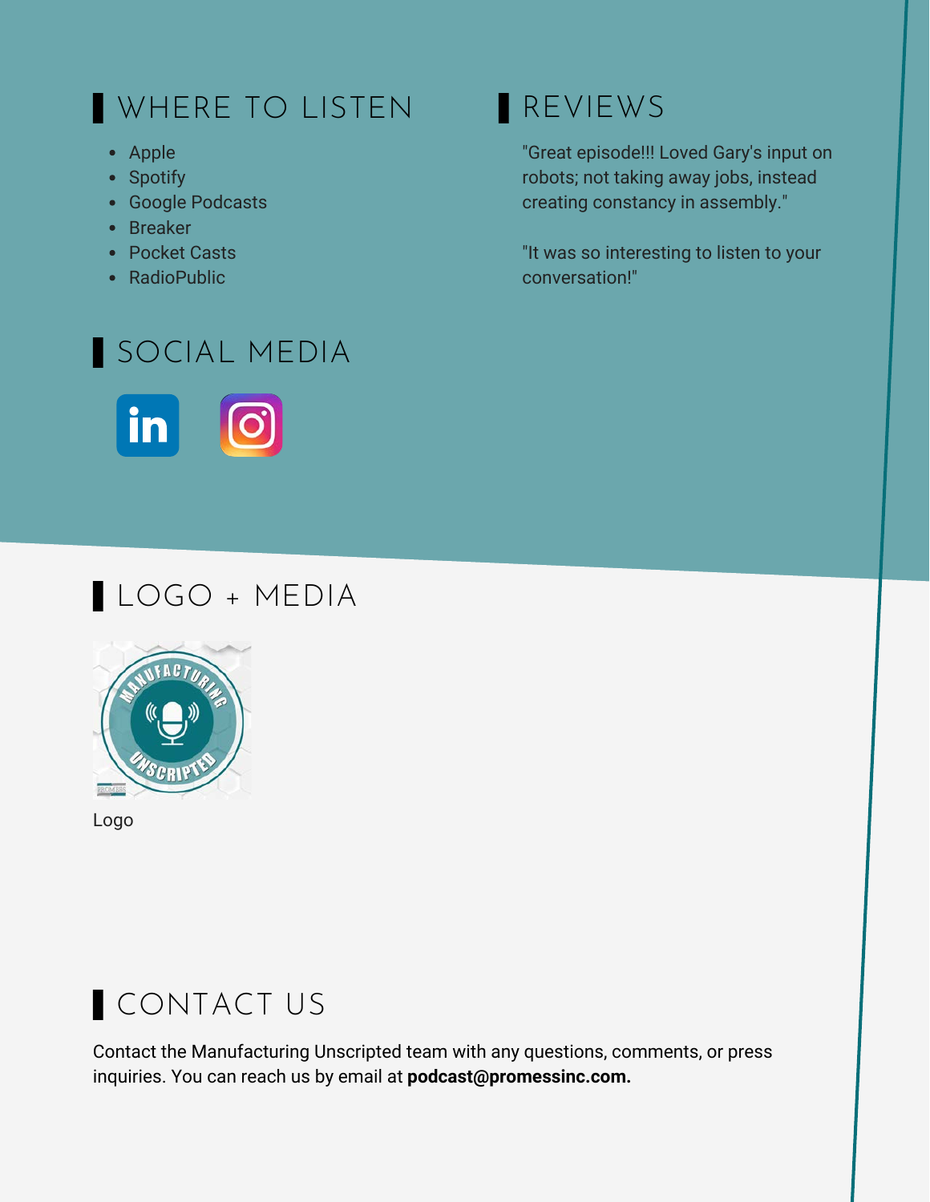## WHERE TO LISTEN

- Apple
- Spotify
- Google Podcasts
- Breaker
- Pocket Casts
- RadioPublic

## REVIEWS

"Great episode!!! Loved Gary's input on robots; not taking away jobs, instead creating constancy in assembly."

"It was so interesting to listen to your conversation!"

## SOCIAL MEDIA

## LOGO + MEDIA

Logo

## CONTACT US

Contact the Manufacturing Unscripted team with any questions, comments, or press inquiries. You can reach us by email at **podcast@promessinc.com.**